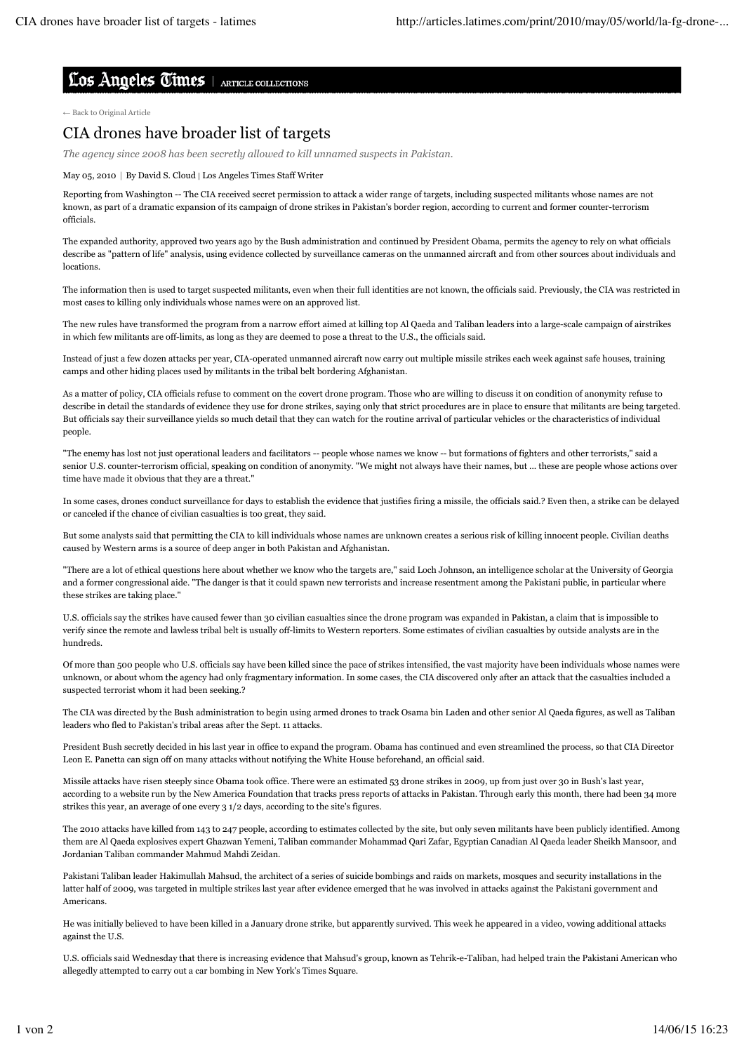Los Angeles Times | ARTICLE COLLECTIONS

← Back to Original Article

# CIA drones have broader list of targets

*The agency since 2008 has been secretly allowed to kill unnamed suspects in Pakistan.*

May 05, 2010 | By David S. Cloud | Los Angeles Times Staff Writer

Reporting from Washington -- The CIA received secret permission to attack a wider range of targets, including suspected militants whose names are not known, as part of a dramatic expansion of its campaign of drone strikes in Pakistan's border region, according to current and former counter-terrorism officials.

The expanded authority, approved two years ago by the Bush administration and continued by President Obama, permits the agency to rely on what officials describe as "pattern of life" analysis, using evidence collected by surveillance cameras on the unmanned aircraft and from other sources about individuals and locations.

The information then is used to target suspected militants, even when their full identities are not known, the officials said. Previously, the CIA was restricted in most cases to killing only individuals whose names were on an approved list.

The new rules have transformed the program from a narrow effort aimed at killing top Al Qaeda and Taliban leaders into a large-scale campaign of airstrikes in which few militants are off-limits, as long as they are deemed to pose a threat to the U.S., the officials said.

Instead of just a few dozen attacks per year, CIA-operated unmanned aircraft now carry out multiple missile strikes each week against safe houses, training camps and other hiding places used by militants in the tribal belt bordering Afghanistan.

As a matter of policy, CIA officials refuse to comment on the covert drone program. Those who are willing to discuss it on condition of anonymity refuse to describe in detail the standards of evidence they use for drone strikes, saying only that strict procedures are in place to ensure that militants are being targeted. But officials say their surveillance yields so much detail that they can watch for the routine arrival of particular vehicles or the characteristics of individual people.

"The enemy has lost not just operational leaders and facilitators -- people whose names we know -- but formations of fighters and other terrorists," said a senior U.S. counter-terrorism official, speaking on condition of anonymity. "We might not always have their names, but ... these are people whose actions over time have made it obvious that they are a threat."

In some cases, drones conduct surveillance for days to establish the evidence that justifies firing a missile, the officials said.? Even then, a strike can be delayed or canceled if the chance of civilian casualties is too great, they said.

But some analysts said that permitting the CIA to kill individuals whose names are unknown creates a serious risk of killing innocent people. Civilian deaths caused by Western arms is a source of deep anger in both Pakistan and Afghanistan.

"There are a lot of ethical questions here about whether we know who the targets are," said Loch Johnson, an intelligence scholar at the University of Georgia and a former congressional aide. "The danger is that it could spawn new terrorists and increase resentment among the Pakistani public, in particular where these strikes are taking place."

U.S. officials say the strikes have caused fewer than 30 civilian casualties since the drone program was expanded in Pakistan, a claim that is impossible to verify since the remote and lawless tribal belt is usually off-limits to Western reporters. Some estimates of civilian casualties by outside analysts are in the hundreds.

Of more than 500 people who U.S. officials say have been killed since the pace of strikes intensified, the vast majority have been individuals whose names were unknown, or about whom the agency had only fragmentary information. In some cases, the CIA discovered only after an attack that the casualties included a suspected terrorist whom it had been seeking.?

The CIA was directed by the Bush administration to begin using armed drones to track Osama bin Laden and other senior Al Qaeda figures, as well as Taliban leaders who fled to Pakistan's tribal areas after the Sept. 11 attacks.

President Bush secretly decided in his last year in office to expand the program. Obama has continued and even streamlined the process, so that CIA Director Leon E. Panetta can sign off on many attacks without notifying the White House beforehand, an official said.

Missile attacks have risen steeply since Obama took office. There were an estimated 53 drone strikes in 2009, up from just over 30 in Bush's last year, according to a website run by the New America Foundation that tracks press reports of attacks in Pakistan. Through early this month, there had been 34 more strikes this year, an average of one every 3 1/2 days, according to the site's figures.

The 2010 attacks have killed from 143 to 247 people, according to estimates collected by the site, but only seven militants have been publicly identified. Among them are Al Qaeda explosives expert Ghazwan Yemeni, Taliban commander Mohammad Qari Zafar, Egyptian Canadian Al Qaeda leader Sheikh Mansoor, and Jordanian Taliban commander Mahmud Mahdi Zeidan.

Pakistani Taliban leader Hakimullah Mahsud, the architect of a series of suicide bombings and raids on markets, mosques and security installations in the latter half of 2009, was targeted in multiple strikes last year after evidence emerged that he was involved in attacks against the Pakistani government and Americans.

He was initially believed to have been killed in a January drone strike, but apparently survived. This week he appeared in a video, vowing additional attacks against the U.S.

U.S. officials said Wednesday that there is increasing evidence that Mahsud's group, known as Tehrik-e-Taliban, had helped train the Pakistani American who allegedly attempted to carry out a car bombing in New York's Times Square.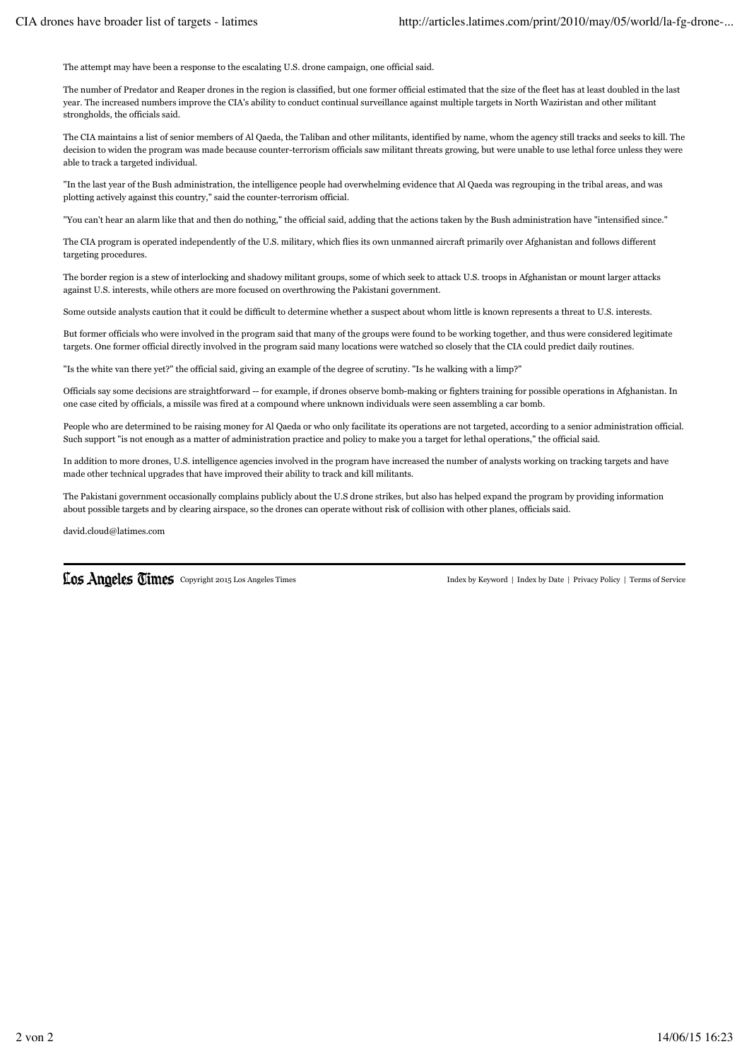The attempt may have been a response to the escalating U.S. drone campaign, one official said.

The number of Predator and Reaper drones in the region is classified, but one former official estimated that the size of the fleet has at least doubled in the last year. The increased numbers improve the CIA's ability to conduct continual surveillance against multiple targets in North Waziristan and other militant strongholds, the officials said.

The CIA maintains a list of senior members of Al Qaeda, the Taliban and other militants, identified by name, whom the agency still tracks and seeks to kill. The decision to widen the program was made because counter-terrorism officials saw militant threats growing, but were unable to use lethal force unless they were able to track a targeted individual.

"In the last year of the Bush administration, the intelligence people had overwhelming evidence that Al Qaeda was regrouping in the tribal areas, and was plotting actively against this country," said the counter-terrorism official.

"You can't hear an alarm like that and then do nothing," the official said, adding that the actions taken by the Bush administration have "intensified since."

The CIA program is operated independently of the U.S. military, which flies its own unmanned aircraft primarily over Afghanistan and follows different targeting procedures.

The border region is a stew of interlocking and shadowy militant groups, some of which seek to attack U.S. troops in Afghanistan or mount larger attacks against U.S. interests, while others are more focused on overthrowing the Pakistani government.

Some outside analysts caution that it could be difficult to determine whether a suspect about whom little is known represents a threat to U.S. interests.

But former officials who were involved in the program said that many of the groups were found to be working together, and thus were considered legitimate targets. One former official directly involved in the program said many locations were watched so closely that the CIA could predict daily routines.

"Is the white van there yet?" the official said, giving an example of the degree of scrutiny. "Is he walking with a limp?"

Officials say some decisions are straightforward -- for example, if drones observe bomb-making or fighters training for possible operations in Afghanistan. In one case cited by officials, a missile was fired at a compound where unknown individuals were seen assembling a car bomb.

People who are determined to be raising money for Al Qaeda or who only facilitate its operations are not targeted, according to a senior administration official. Such support "is not enough as a matter of administration practice and policy to make you a target for lethal operations," the official said.

In addition to more drones, U.S. intelligence agencies involved in the program have increased the number of analysts working on tracking targets and have made other technical upgrades that have improved their ability to track and kill militants.

The Pakistani government occasionally complains publicly about the U.S drone strikes, but also has helped expand the program by providing information about possible targets and by clearing airspace, so the drones can operate without risk of collision with other planes, officials said.

david.cloud@latimes.com

Los Angeles Times Copyright 2015 Los Angeles Times

Index by Keyword | Index by Date | Privacy Policy | Terms of Service